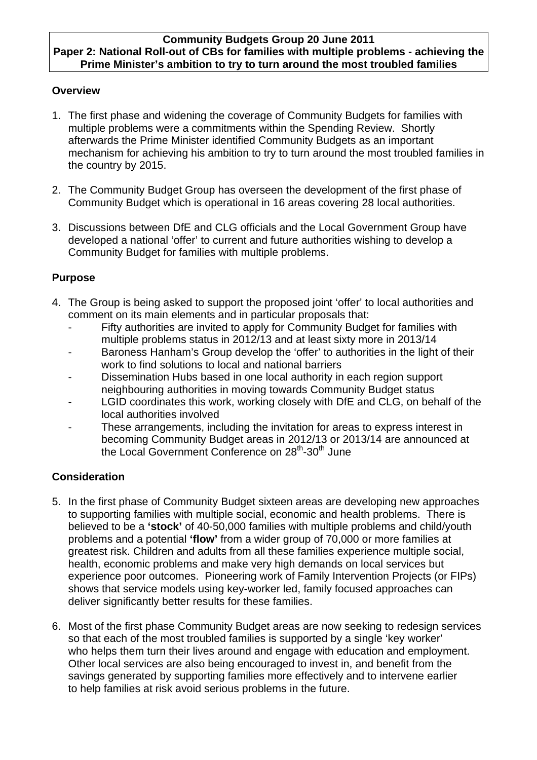**Community Budgets Group 20 June 2011**
**Paper 2: National Roll-out of CBs for families with multiple problems - achieving the Prime Minister's ambition to try to turn around the most troubled families**

## Overview

1. The first phase and widening the coverage of Community Budgets for families with multiple problems were a commitments within the Spending Review. Shortly afterwards the Prime Minister identified Community Budgets as an important mechanism for achieving his ambition to try to turn around the most troubled families in the country by 2015.

2. The Community Budget Group has overseen the development of the first phase of Community Budget which is operational in 16 areas covering 28 local authorities.

3. Discussions between DfE and CLG officials and the Local Government Group have developed a national 'offer' to current and future authorities wishing to develop a Community Budget for families with multiple problems.

## Purpose

4. The Group is being asked to support the proposed joint 'offer' to local authorities and comment on its main elements and in particular proposals that:
   - Fifty authorities are invited to apply for Community Budget for families with multiple problems status in 2012/13 and at least sixty more in 2013/14
   - Baroness Hanham's Group develop the 'offer' to authorities in the light of their work to find solutions to local and national barriers
   - Dissemination Hubs based in one local authority in each region support neighbouring authorities in moving towards Community Budget status
   - LGID coordinates this work, working closely with DfE and CLG, on behalf of the local authorities involved
   - These arrangements, including the invitation for areas to express interest in becoming Community Budget areas in 2012/13 or 2013/14 are announced at the Local Government Conference on 28th-30th June

## Consideration

5. In the first phase of Community Budget sixteen areas are developing new approaches to supporting families with multiple social, economic and health problems. There is believed to be a **'stock'** of 40-50,000 families with multiple problems and child/youth problems and a potential **'flow'** from a wider group of 70,000 or more families at greatest risk. Children and adults from all these families experience multiple social, health, economic problems and make very high demands on local services but experience poor outcomes. Pioneering work of Family Intervention Projects (or FIPs) shows that service models using key-worker led, family focused approaches can deliver significantly better results for these families.

6. Most of the first phase Community Budget areas are now seeking to redesign services so that each of the most troubled families is supported by a single 'key worker' who helps them turn their lives around and engage with education and employment. Other local services are also being encouraged to invest in, and benefit from the savings generated by supporting families more effectively and to intervene earlier to help families at risk avoid serious problems in the future.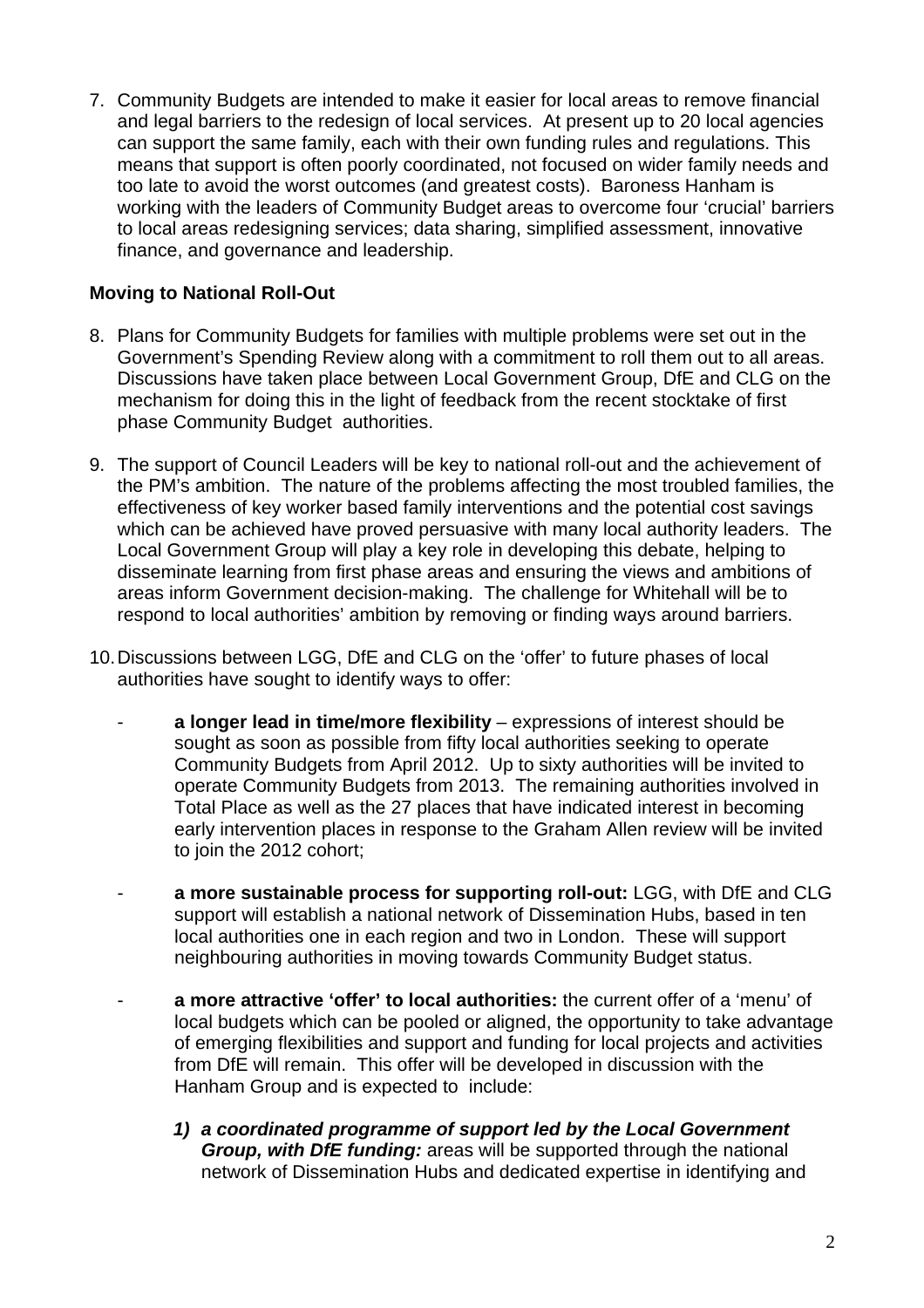7. Community Budgets are intended to make it easier for local areas to remove financial and legal barriers to the redesign of local services. At present up to 20 local agencies can support the same family, each with their own funding rules and regulations. This means that support is often poorly coordinated, not focused on wider family needs and too late to avoid the worst outcomes (and greatest costs). Baroness Hanham is working with the leaders of Community Budget areas to overcome four 'crucial' barriers to local areas redesigning services; data sharing, simplified assessment, innovative finance, and governance and leadership.

**Moving to National Roll-Out**

8. Plans for Community Budgets for families with multiple problems were set out in the Government's Spending Review along with a commitment to roll them out to all areas. Discussions have taken place between Local Government Group, DfE and CLG on the mechanism for doing this in the light of feedback from the recent stocktake of first phase Community Budget authorities.

9. The support of Council Leaders will be key to national roll-out and the achievement of the PM's ambition. The nature of the problems affecting the most troubled families, the effectiveness of key worker based family interventions and the potential cost savings which can be achieved have proved persuasive with many local authority leaders. The Local Government Group will play a key role in developing this debate, helping to disseminate learning from first phase areas and ensuring the views and ambitions of areas inform Government decision-making. The challenge for Whitehall will be to respond to local authorities' ambition by removing or finding ways around barriers.

10. Discussions between LGG, DfE and CLG on the 'offer' to future phases of local authorities have sought to identify ways to offer:

    - **a longer lead in time/more flexibility** – expressions of interest should be sought as soon as possible from fifty local authorities seeking to operate Community Budgets from April 2012. Up to sixty authorities will be invited to operate Community Budgets from 2013. The remaining authorities involved in Total Place as well as the 27 places that have indicated interest in becoming early intervention places in response to the Graham Allen review will be invited to join the 2012 cohort;

    - **a more sustainable process for supporting roll-out:** LGG, with DfE and CLG support will establish a national network of Dissemination Hubs, based in ten local authorities one in each region and two in London. These will support neighbouring authorities in moving towards Community Budget status.

    - **a more attractive 'offer' to local authorities:** the current offer of a 'menu' of local budgets which can be pooled or aligned, the opportunity to take advantage of emerging flexibilities and support and funding for local projects and activities from DfE will remain. This offer will be developed in discussion with the Hanham Group and is expected to include:

        1) ***a coordinated programme of support led by the Local Government Group, with DfE funding:*** areas will be supported through the national network of Dissemination Hubs and dedicated expertise in identifying and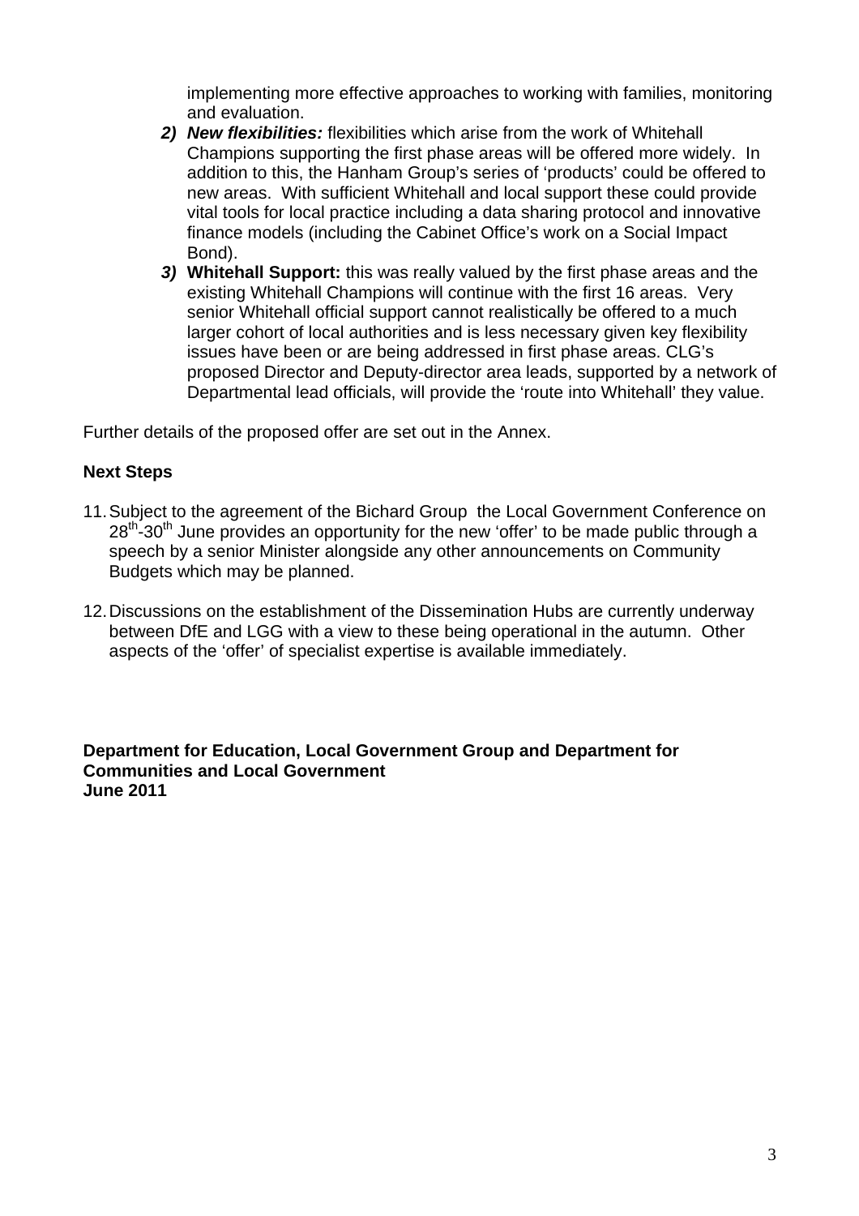implementing more effective approaches to working with families, monitoring and evaluation.

2) ***New flexibilities:*** flexibilities which arise from the work of Whitehall Champions supporting the first phase areas will be offered more widely. In addition to this, the Hanham Group's series of 'products' could be offered to new areas. With sufficient Whitehall and local support these could provide vital tools for local practice including a data sharing protocol and innovative finance models (including the Cabinet Office's work on a Social Impact Bond).
3) **Whitehall Support:** this was really valued by the first phase areas and the existing Whitehall Champions will continue with the first 16 areas. Very senior Whitehall official support cannot realistically be offered to a much larger cohort of local authorities and is less necessary given key flexibility issues have been or are being addressed in first phase areas. CLG's proposed Director and Deputy-director area leads, supported by a network of Departmental lead officials, will provide the 'route into Whitehall' they value.

Further details of the proposed offer are set out in the Annex.

### Next Steps

11. Subject to the agreement of the Bichard Group the Local Government Conference on 28th-30th June provides an opportunity for the new 'offer' to be made public through a speech by a senior Minister alongside any other announcements on Community Budgets which may be planned.

12. Discussions on the establishment of the Dissemination Hubs are currently underway between DfE and LGG with a view to these being operational in the autumn. Other aspects of the 'offer' of specialist expertise is available immediately.

**Department for Education, Local Government Group and Department for Communities and Local Government**
**June 2011**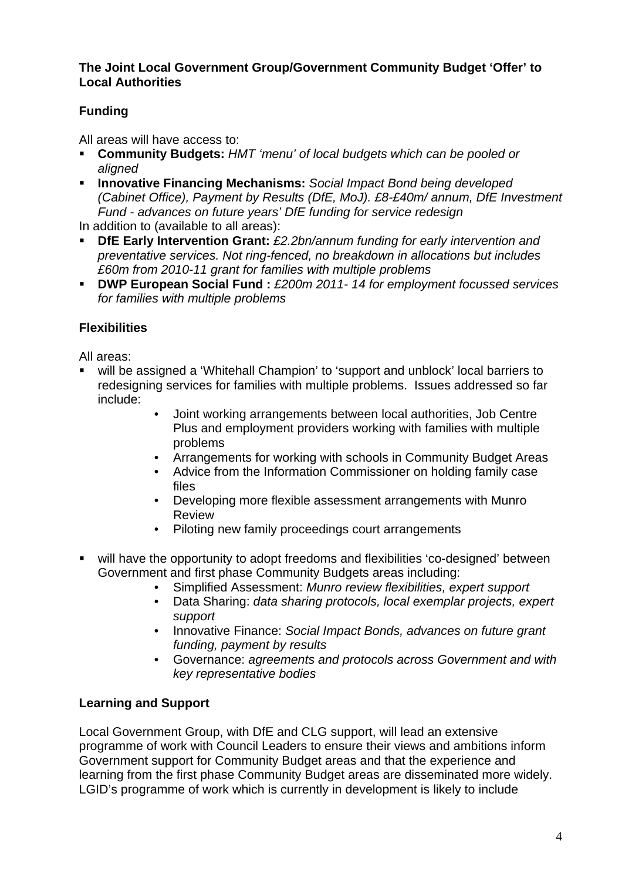**The Joint Local Government Group/Government Community Budget 'Offer' to Local Authorities**

**Funding**

All areas will have access to:

- **Community Budgets:** *HMT 'menu' of local budgets which can be pooled or aligned*
- **Innovative Financing Mechanisms:** *Social Impact Bond being developed (Cabinet Office), Payment by Results (DfE, MoJ). £8-£40m/ annum, DfE Investment Fund - advances on future years' DfE funding for service redesign*

In addition to (available to all areas):

- **DfE Early Intervention Grant:** *£2.2bn/annum funding for early intervention and preventative services. Not ring-fenced, no breakdown in allocations but includes £60m from 2010-11 grant for families with multiple problems*
- **DWP European Social Fund :** *£200m 2011- 14 for employment focussed services for families with multiple problems*

**Flexibilities**

All areas:

- will be assigned a 'Whitehall Champion' to 'support and unblock' local barriers to redesigning services for families with multiple problems. Issues addressed so far include:
    - Joint working arrangements between local authorities, Job Centre Plus and employment providers working with families with multiple problems
    - Arrangements for working with schools in Community Budget Areas
    - Advice from the Information Commissioner on holding family case files
    - Developing more flexible assessment arrangements with Munro Review
    - Piloting new family proceedings court arrangements

- will have the opportunity to adopt freedoms and flexibilities 'co-designed' between Government and first phase Community Budgets areas including:
    - Simplified Assessment: *Munro review flexibilities, expert support*
    - Data Sharing: *data sharing protocols, local exemplar projects, expert support*
    - Innovative Finance: *Social Impact Bonds, advances on future grant funding, payment by results*
    - Governance: *agreements and protocols across Government and with key representative bodies*

**Learning and Support**

Local Government Group, with DfE and CLG support, will lead an extensive programme of work with Council Leaders to ensure their views and ambitions inform Government support for Community Budget areas and that the experience and learning from the first phase Community Budget areas are disseminated more widely. LGID's programme of work which is currently in development is likely to include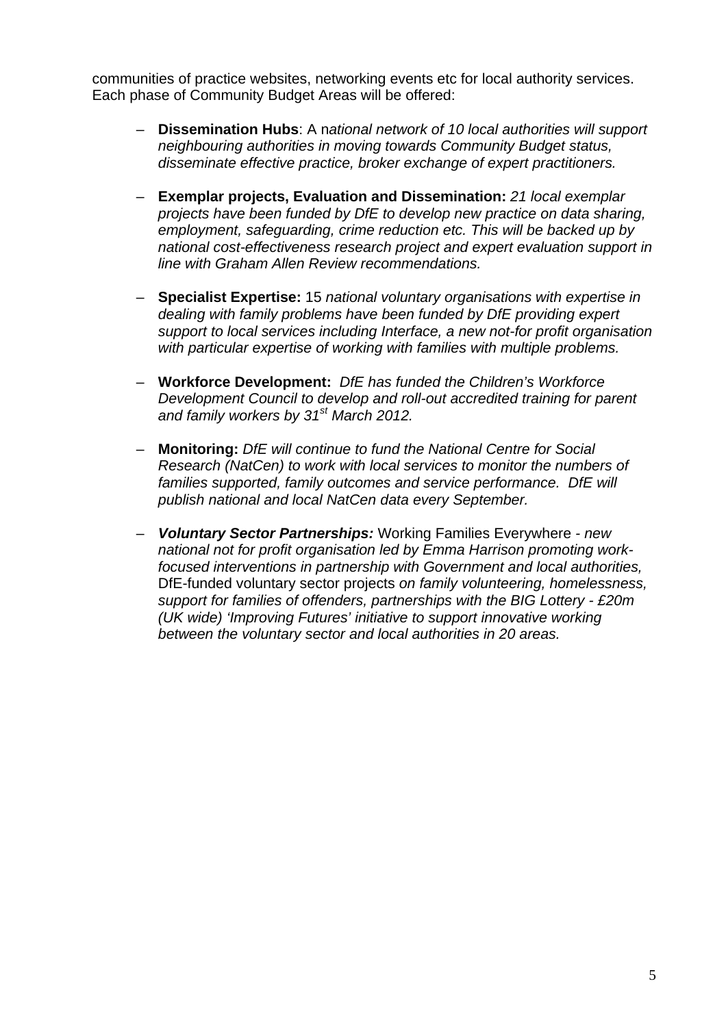communities of practice websites, networking events etc for local authority services. Each phase of Community Budget Areas will be offered:

- **Dissemination Hubs**: A n*ational network of 10 local authorities will support neighbouring authorities in moving towards Community Budget status, disseminate effective practice, broker exchange of expert practitioners.*

- **Exemplar projects, Evaluation and Dissemination:** *21 local exemplar projects have been funded by DfE to develop new practice on data sharing, employment, safeguarding, crime reduction etc. This will be backed up by national cost-effectiveness research project and expert evaluation support in line with Graham Allen Review recommendations.*

- **Specialist Expertise:** 15 *national voluntary organisations with expertise in dealing with family problems have been funded by DfE providing expert support to local services including Interface, a new not-for profit organisation with particular expertise of working with families with multiple problems.*

- **Workforce Development:** *DfE has funded the Children's Workforce Development Council to develop and roll-out accredited training for parent and family workers by 31st March 2012.*

- **Monitoring:** *DfE will continue to fund the National Centre for Social Research (NatCen) to work with local services to monitor the numbers of families supported, family outcomes and service performance. DfE will publish national and local NatCen data every September.*

- ***Voluntary Sector Partnerships:*** Working Families Everywhere - *new national not for profit organisation led by Emma Harrison promoting work-focused interventions in partnership with Government and local authorities,* DfE-funded voluntary sector projects *on family volunteering, homelessness, support for families of offenders, partnerships with the BIG Lottery - £20m (UK wide) 'Improving Futures' initiative to support innovative working between the voluntary sector and local authorities in 20 areas.*